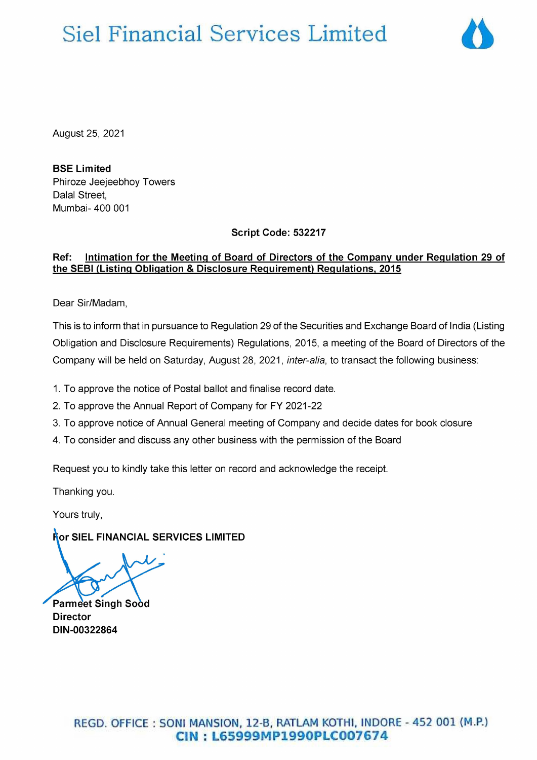# Siel Financial Services Limited

August 25, 2021

**BSE Limited**
Phiroze Jeejeebhoy Towers
Dalal Street,
Mumbai- 400 001

**Script Code: 532217**

**Ref: <u>Intimation for the Meeting of Board of Directors of the Company under Regulation 29 of the SEBI (Listing Obligation & Disclosure Requirement) Regulations, 2015</u>**

Dear Sir/Madam,

This is to inform that in pursuance to Regulation 29 of the Securities and Exchange Board of India (Listing Obligation and Disclosure Requirements) Regulations, 2015, a meeting of the Board of Directors of the Company will be held on Saturday, August 28, 2021, *inter-alia*, to transact the following business:

1. To approve the notice of Postal ballot and finalise record date.
2. To approve the Annual Report of Company for FY 2021-22
3. To approve notice of Annual General meeting of Company and decide dates for book closure
4. To consider and discuss any other business with the permission of the Board

Request you to kindly take this letter on record and acknowledge the receipt.

Thanking you.

Yours truly,

**For SIEL FINANCIAL SERVICES LIMITED**

**Parmeet Singh Sood**
**Director**
**DIN-00322864**

REGD. OFFICE : SONI MANSION, 12-B, RATLAM KOTHI, INDORE - 452 001 (M.P.)
**CIN : L65999MP1990PLC007674**